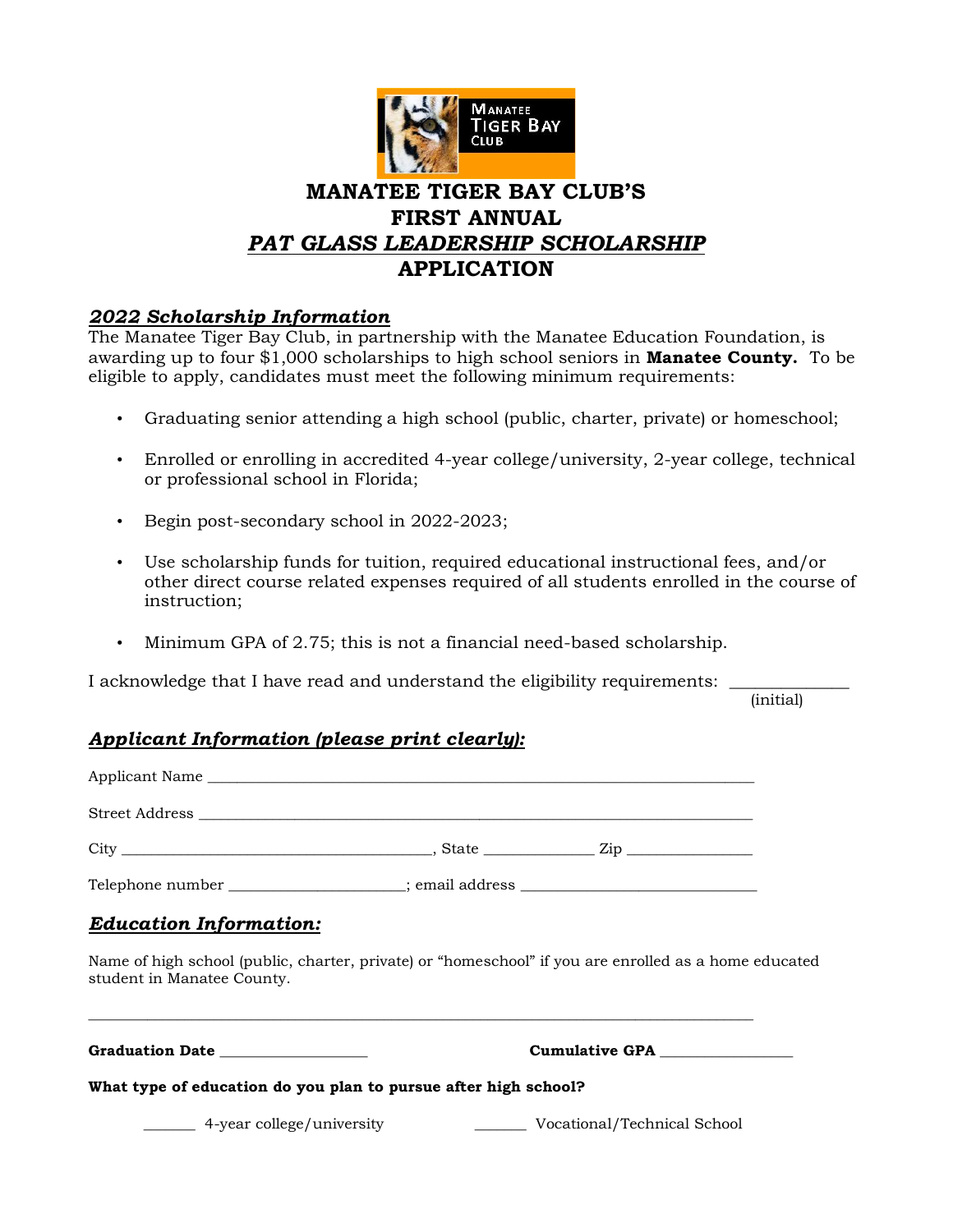# MANATEE TIGER BAY CLUB'S FIRST ANNUAL *PAT GLASS LEADERSHIP SCHOLARSHIP* APPLICATION

## *2022 Scholarship Information*

The Manatee Tiger Bay Club, in partnership with the Manatee Education Foundation, is awarding up to four $1,000 scholarships to high school seniors in **Manatee County.** To be eligible to apply, candidates must meet the following minimum requirements:

- Graduating senior attending a high school (public, charter, private) or homeschool;
- Enrolled or enrolling in accredited 4-year college/university, 2-year college, technical or professional school in Florida;
- Begin post-secondary school in 2022-2023;
- Use scholarship funds for tuition, required educational instructional fees, and/or other direct course related expenses required of all students enrolled in the course of instruction;
- Minimum GPA of 2.75; this is not a financial need-based scholarship.

I acknowledge that I have read and understand the eligibility requirements: _____________
(initial)

## *Applicant Information (please print clearly):*

Applicant Name ______________________________________________________________________

Street Address ______________________________________________________________________

City ________________________________________, State ______________ Zip ________________

Telephone number ______________________; email address _______________________________

## *Education Information:*

Name of high school (public, charter, private) or "homeschool" if you are enrolled as a home educated student in Manatee County.

_____________________________________________________________________________________

**Graduation Date** ____________________ **Cumulative GPA** __________________

**What type of education do you plan to pursue after high school?**

_______ 4-year college/university _______ Vocational/Technical School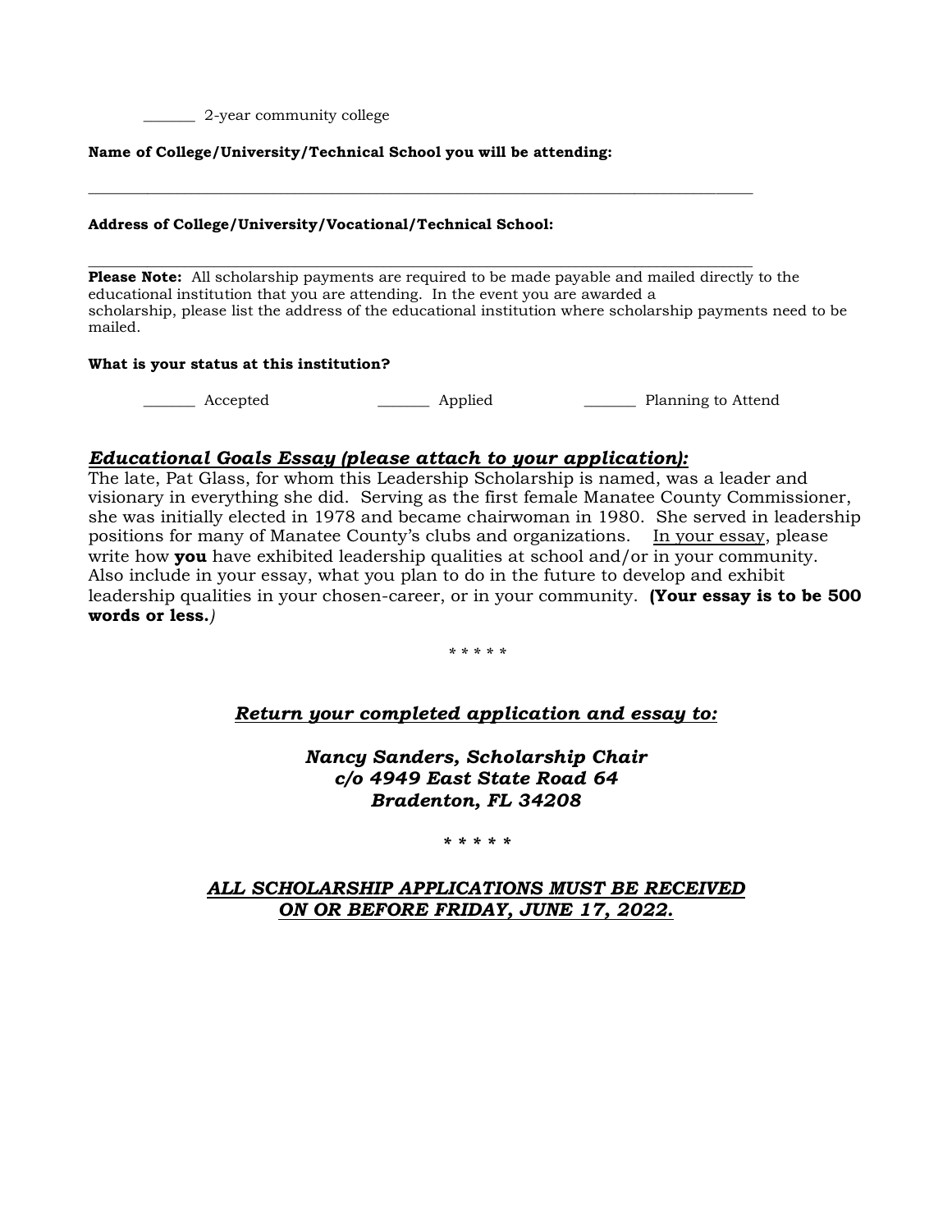_______ 2-year community college

**Name of College/University/Technical School you will be attending:**

___________________________________________________________________________________

**Address of College/University/Vocational/Technical School:**

___________________________________________________________________________________

**Please Note:** All scholarship payments are required to be made payable and mailed directly to the educational institution that you are attending. In the event you are awarded a scholarship, please list the address of the educational institution where scholarship payments need to be mailed.

**What is your status at this institution?**

_______ Accepted _______ Applied _______ Planning to Attend

## ***Educational Goals Essay (please attach to your application):***

The late, Pat Glass, for whom this Leadership Scholarship is named, was a leader and visionary in everything she did. Serving as the first female Manatee County Commissioner, she was initially elected in 1978 and became chairwoman in 1980. She served in leadership positions for many of Manatee County's clubs and organizations. <u>In your essay</u>, please write how **you** have exhibited leadership qualities at school and/or in your community. Also include in your essay, what you plan to do in the future to develop and exhibit leadership qualities in your chosen-career, or in your community. **(Your essay is to be 500 words or less.***)*

\* \* \* \* \*

***Return your completed application and essay to:***

***Nancy Sanders, Scholarship Chair***
***c/o 4949 East State Road 64***
***Bradenton, FL 34208***

\* \* \* \* \*

***ALL SCHOLARSHIP APPLICATIONS MUST BE RECEIVED ON OR BEFORE FRIDAY, JUNE 17, 2022.***